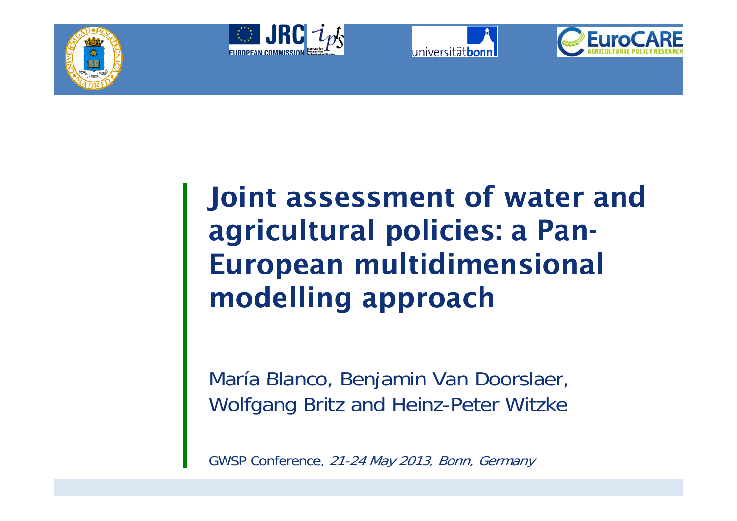# Joint assessment of water and agricultural policies: a Pan-European multidimensional modelling approach

María Blanco, Benjamin Van Doorslaer, Wolfgang Britz and Heinz-Peter Witzke

GWSP Conference, *21-24 May 2013, Bonn, Germany*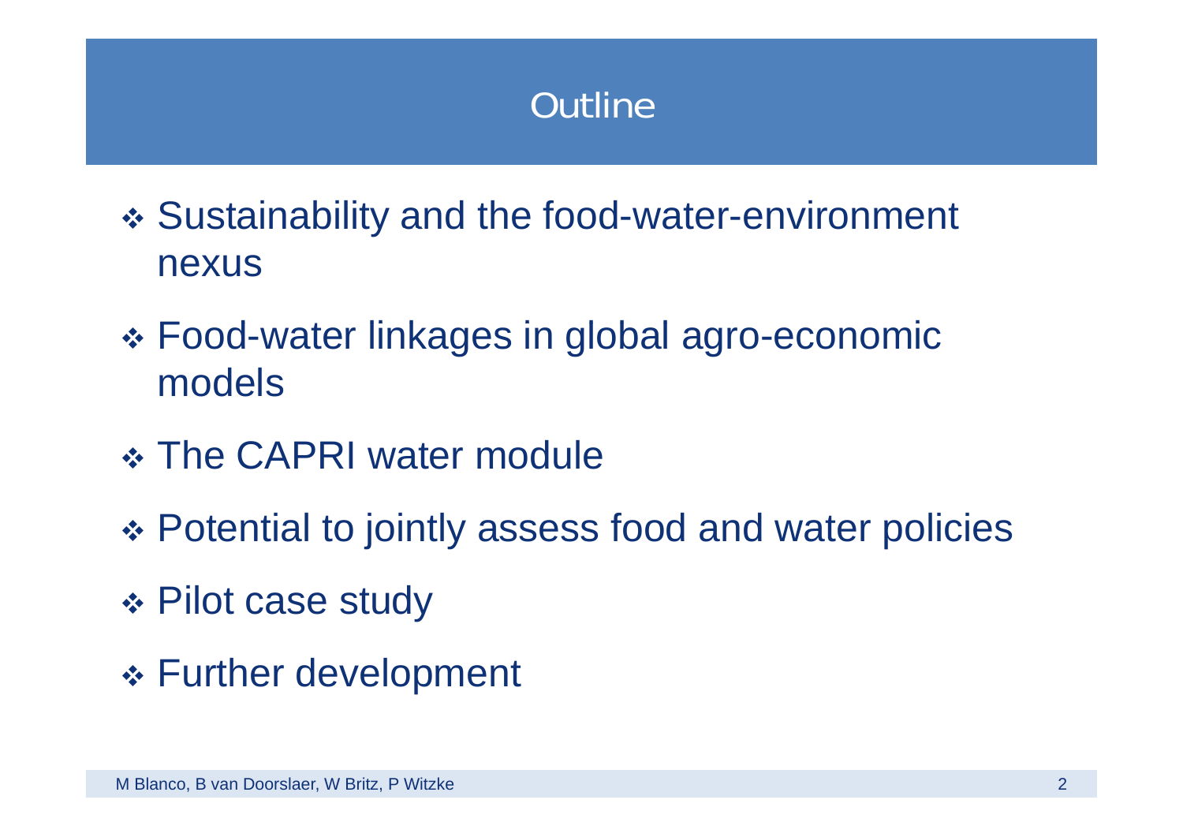# Outline

- Sustainability and the food-water-environment nexus
- Food-water linkages in global agro-economic models
- The CAPRI water module
- Potential to jointly assess food and water policies
- Pilot case study
- Further development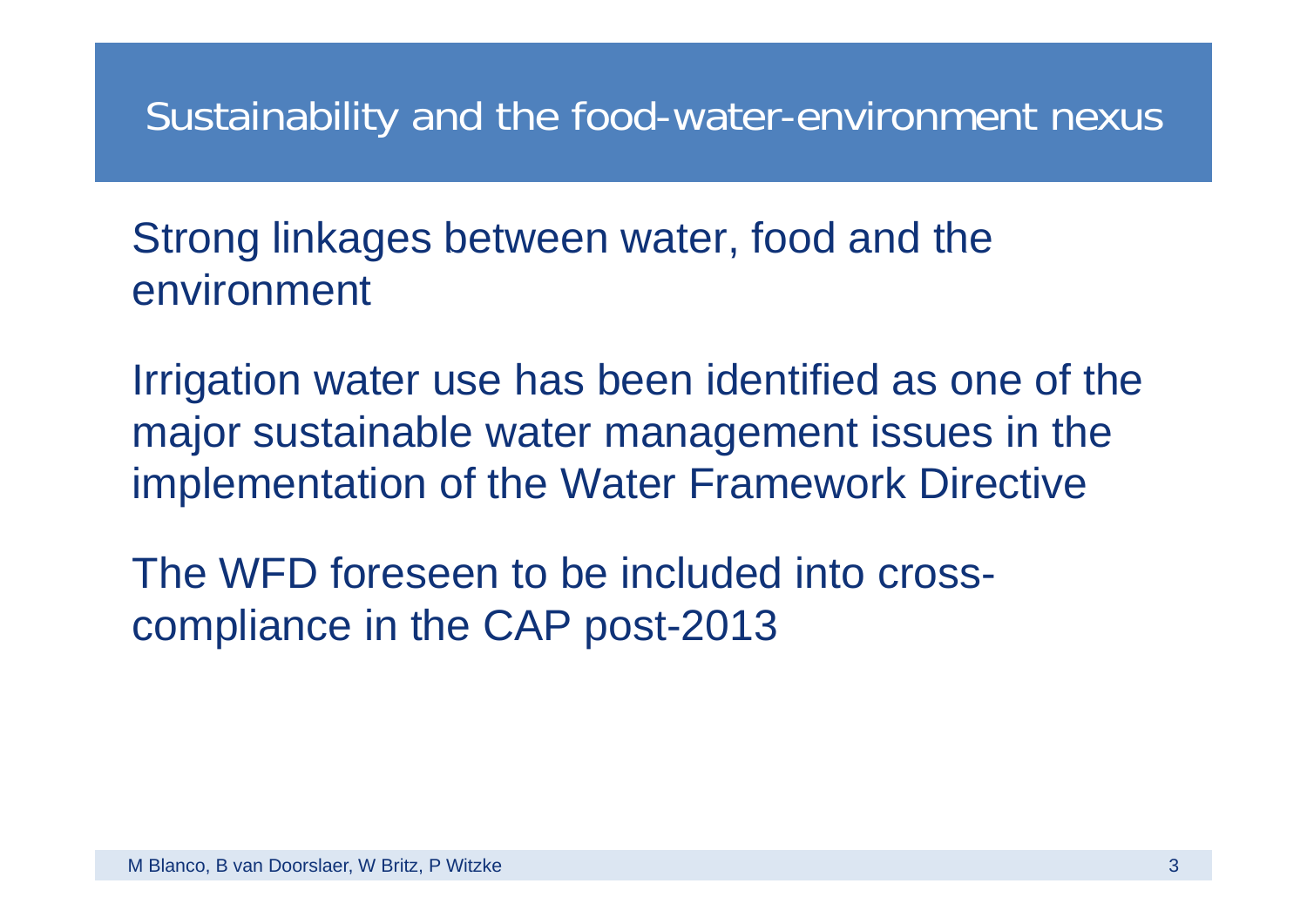# Sustainability and the food-water-environment nexus

Strong linkages between water, food and the environment

Irrigation water use has been identified as one of the major sustainable water management issues in the implementation of the Water Framework Directive

The WFD foreseen to be included into cross-compliance in the CAP post-2013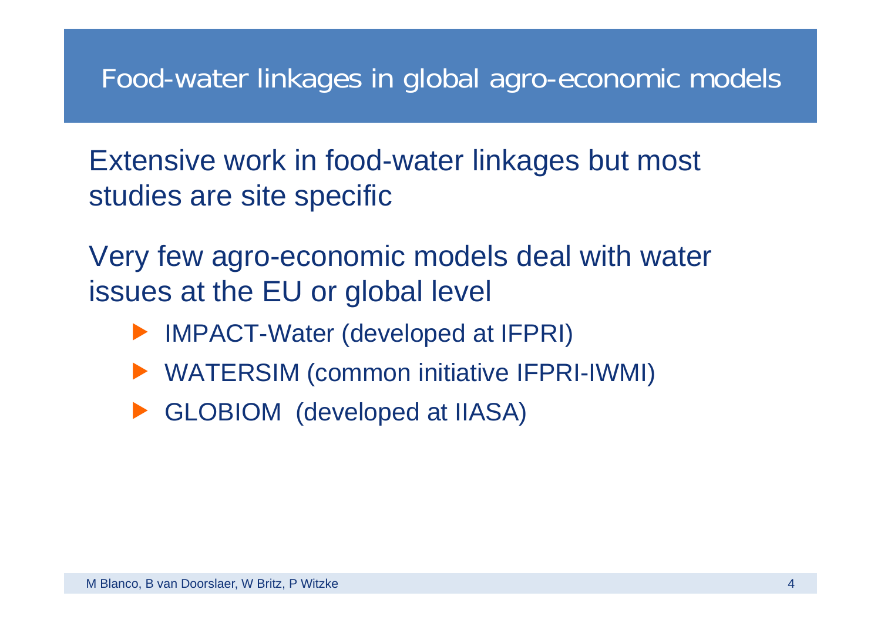## Food-water linkages in global agro-economic models

Extensive work in food-water linkages but most studies are site specific

Very few agro-economic models deal with water issues at the EU or global level

- IMPACT-Water (developed at IFPRI)
- WATERSIM (common initiative IFPRI-IWMI)
- GLOBIOM (developed at IIASA)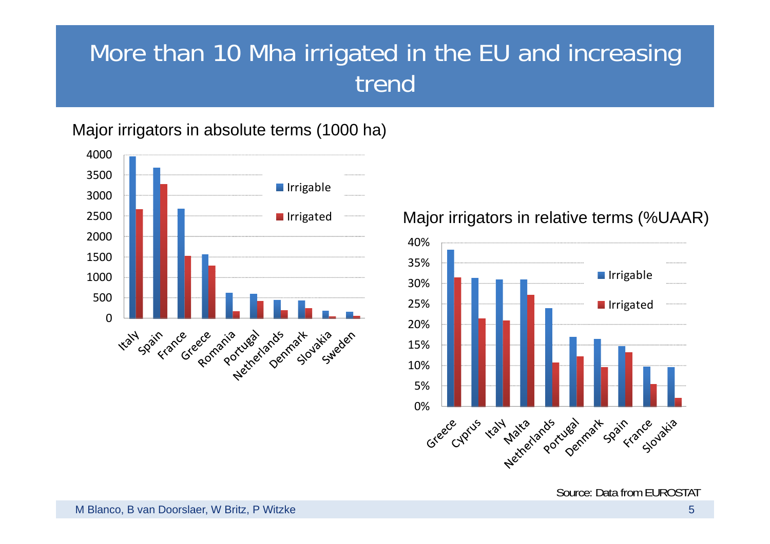# More than 10 Mha irrigated in the EU and increasing trend

Major irrigators in absolute terms (1000 ha)

Major irrigators in relative terms (%UAAR)

Source: Data from EUROSTAT

M Blanco, B van Doorslaer, W Britz, P Witzke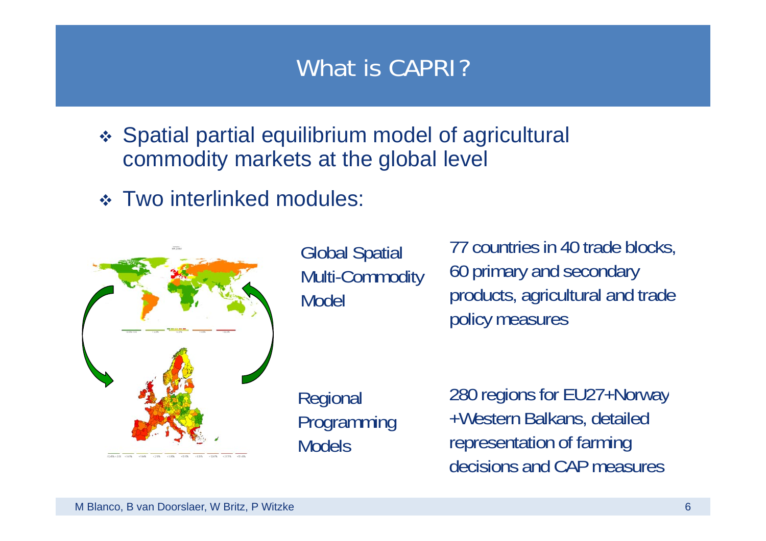# What is CAPRI?

- Spatial partial equilibrium model of agricultural commodity markets at the global level
- Two interlinked modules:

| | |
|---|---|
| Global Spatial Multi-Commodity Model | 77 countries in 40 trade blocks, 60 primary and secondary products, agricultural and trade policy measures |
| Regional Programming Models | 280 regions for EU27+Norway +Western Balkans, detailed representation of farming decisions and CAP measures |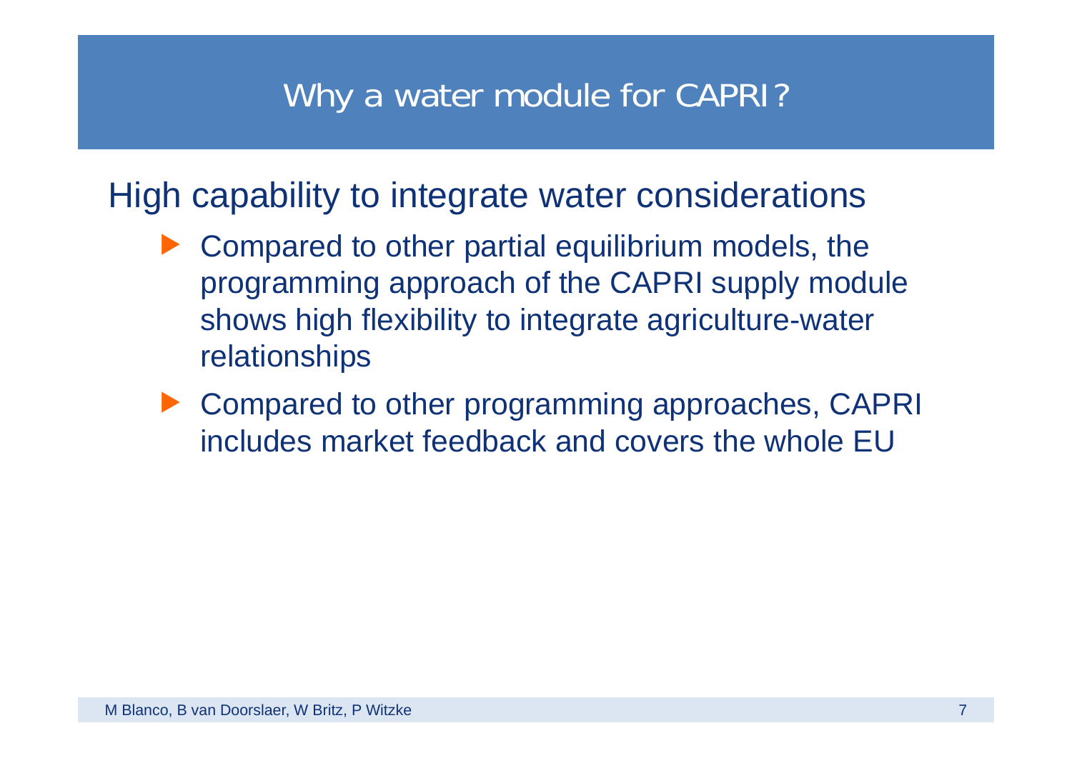# Why a water module for CAPRI?

## High capability to integrate water considerations

- Compared to other partial equilibrium models, the programming approach of the CAPRI supply module shows high flexibility to integrate agriculture-water relationships
- Compared to other programming approaches, CAPRI includes market feedback and covers the whole EU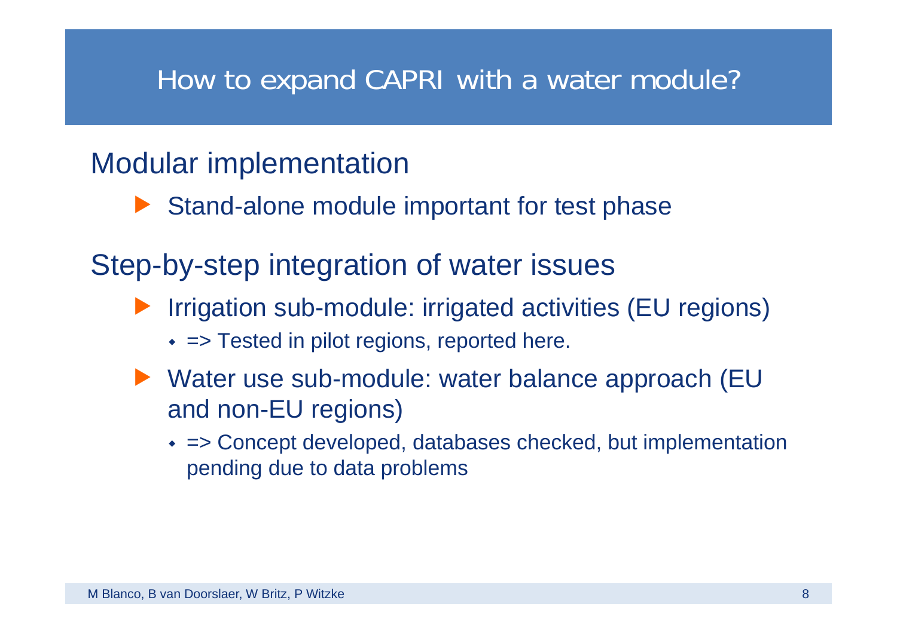# How to expand CAPRI with a water module?

## Modular implementation

- Stand-alone module important for test phase

## Step-by-step integration of water issues

- Irrigation sub-module: irrigated activities (EU regions)
  - => Tested in pilot regions, reported here.
- Water use sub-module: water balance approach (EU and non-EU regions)
  - => Concept developed, databases checked, but implementation pending due to data problems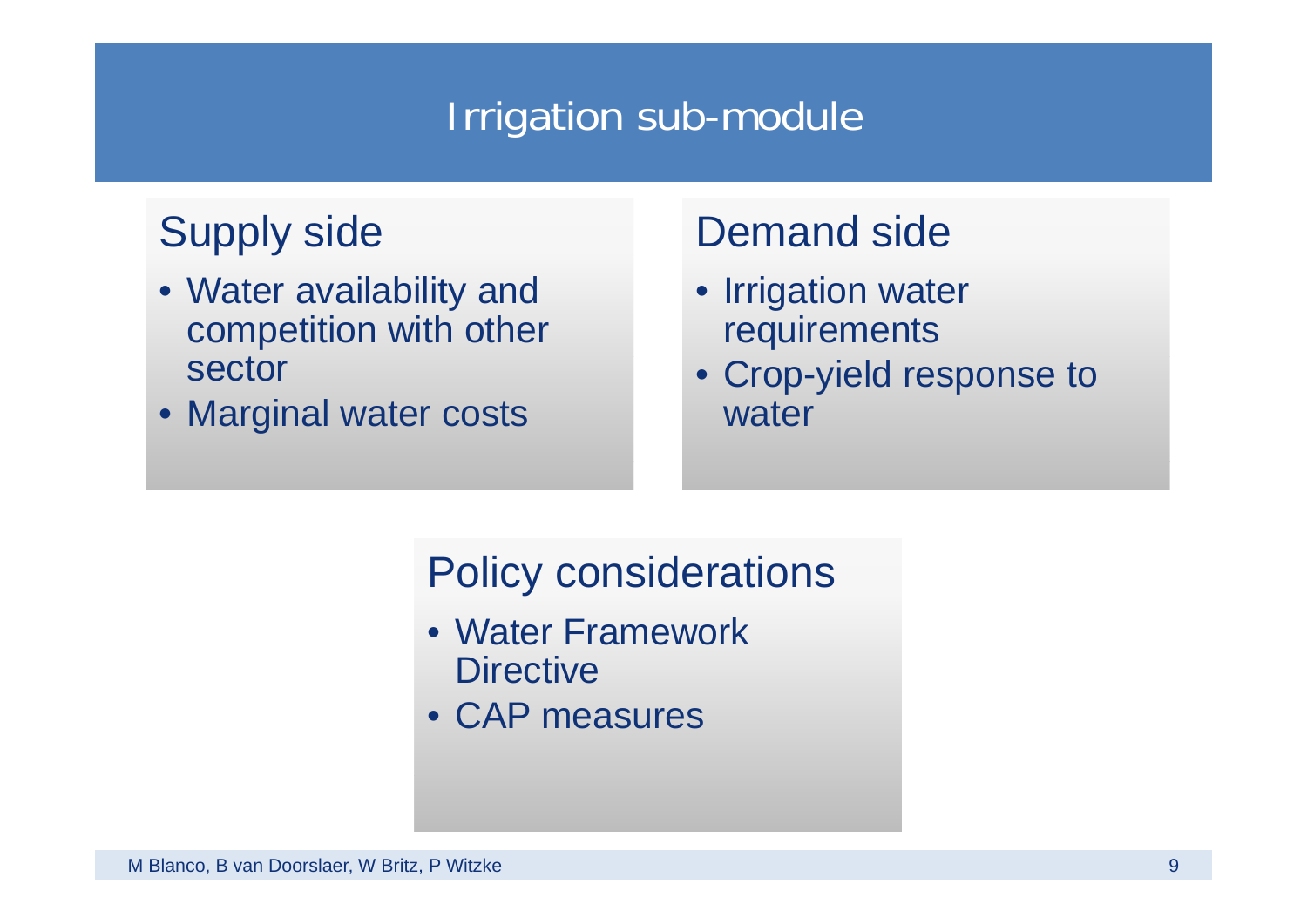# Irrigation sub-module

## Supply side

- Water availability and competition with other sector
- Marginal water costs

## Demand side

- Irrigation water requirements
- Crop-yield response to water

## Policy considerations

- Water Framework Directive
- CAP measures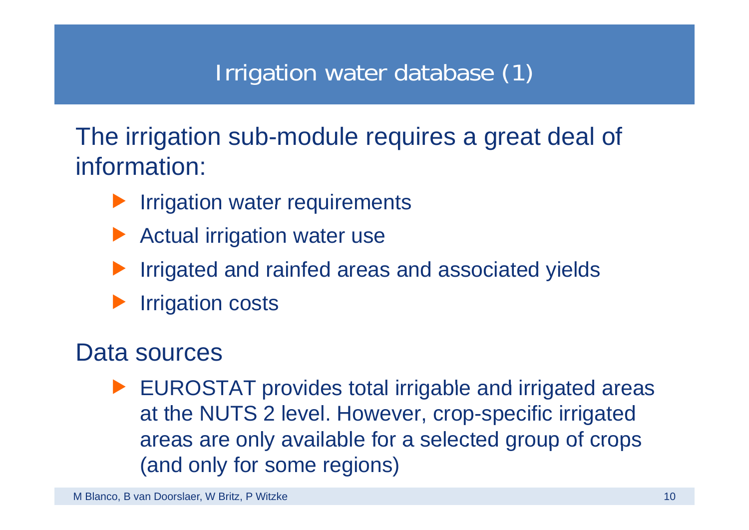# Irrigation water database (1)

The irrigation sub-module requires a great deal of information:

- Irrigation water requirements
- Actual irrigation water use
- Irrigated and rainfed areas and associated yields
- Irrigation costs

Data sources

- EUROSTAT provides total irrigable and irrigated areas at the NUTS 2 level. However, crop-specific irrigated areas are only available for a selected group of crops (and only for some regions)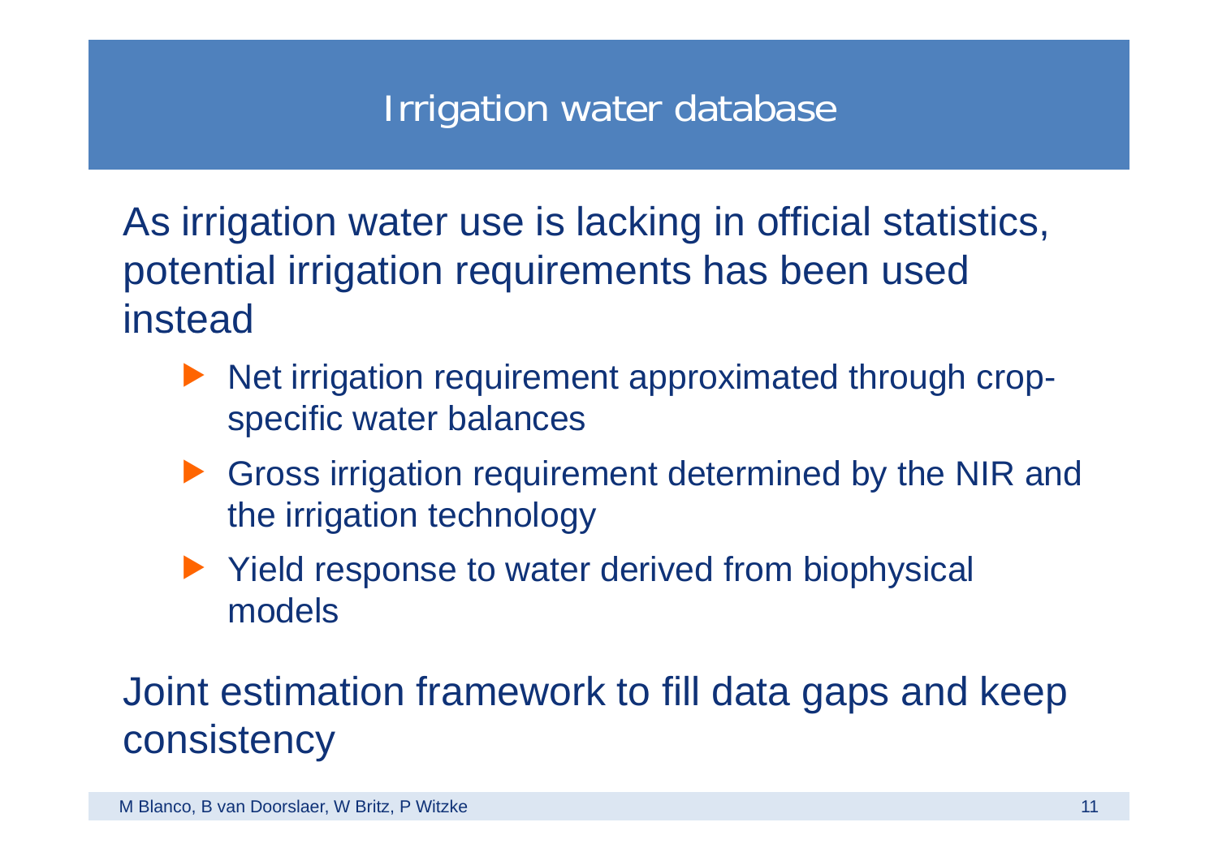# Irrigation water database

As irrigation water use is lacking in official statistics, potential irrigation requirements has been used instead

- Net irrigation requirement approximated through crop-specific water balances
- Gross irrigation requirement determined by the NIR and the irrigation technology
- Yield response to water derived from biophysical models

Joint estimation framework to fill data gaps and keep consistency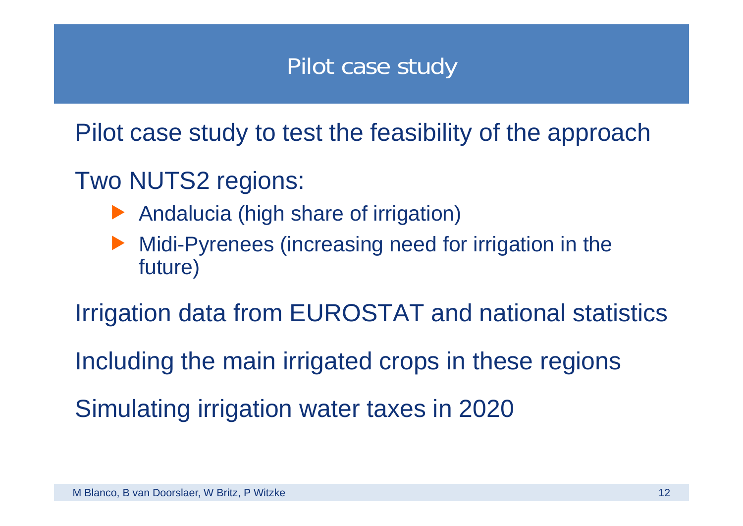# Pilot case study

Pilot case study to test the feasibility of the approach

Two NUTS2 regions:

- Andalucia (high share of irrigation)
- Midi-Pyrenees (increasing need for irrigation in the future)

Irrigation data from EUROSTAT and national statistics

Including the main irrigated crops in these regions

Simulating irrigation water taxes in 2020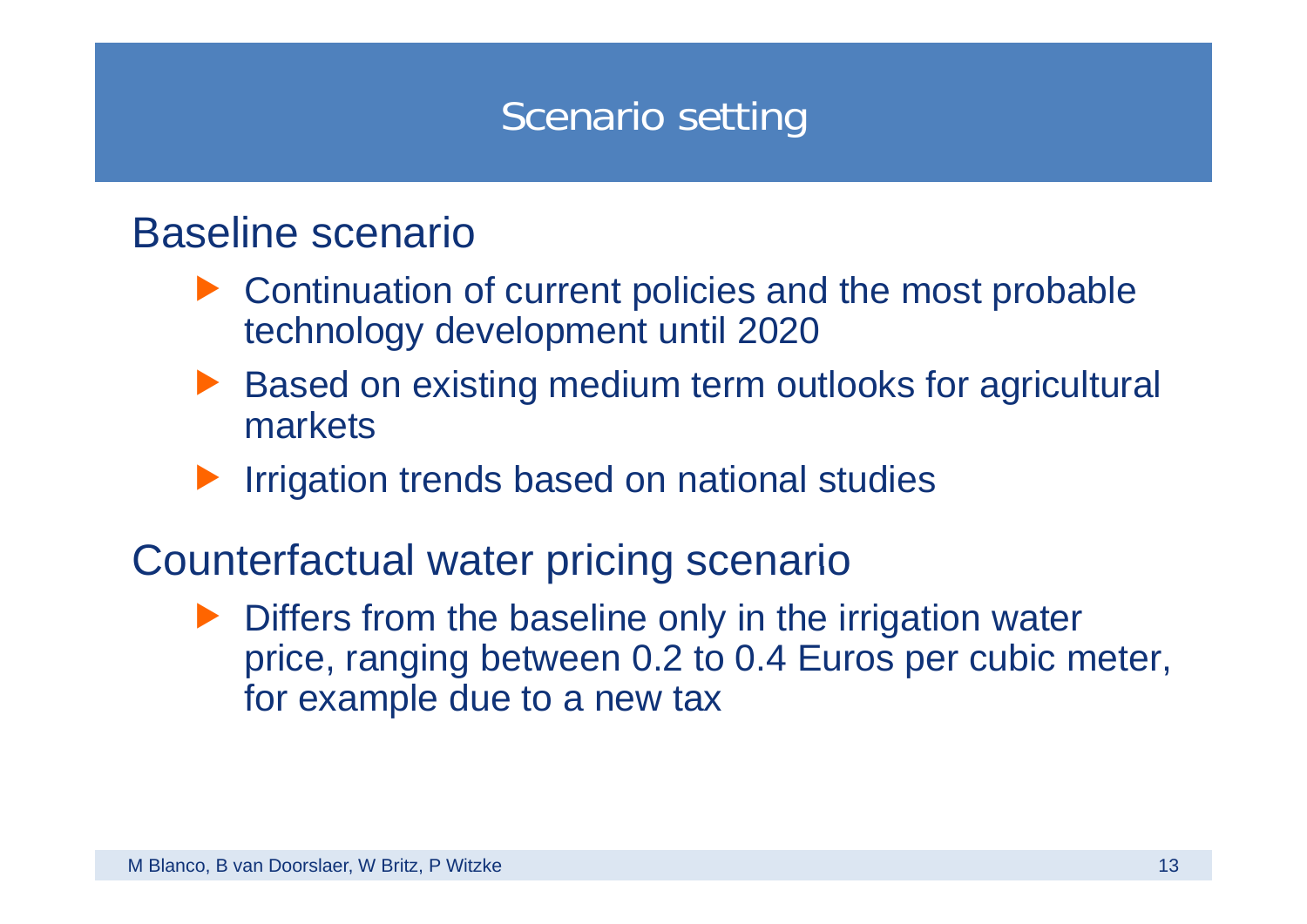# Scenario setting

## Baseline scenario

- Continuation of current policies and the most probable technology development until 2020
- Based on existing medium term outlooks for agricultural markets
- Irrigation trends based on national studies

## Counterfactual water pricing scenario

- Differs from the baseline only in the irrigation water price, ranging between 0.2 to 0.4 Euros per cubic meter, for example due to a new tax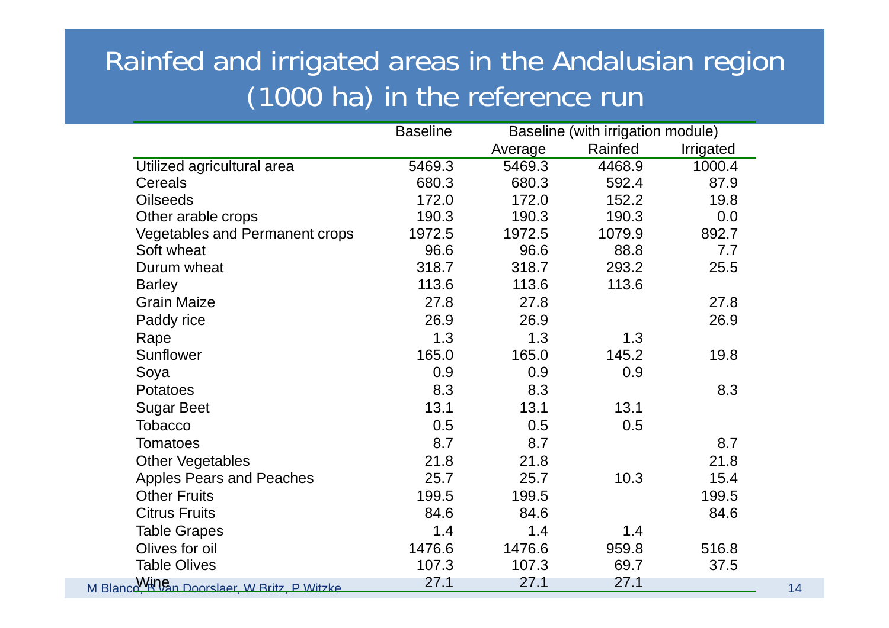# Rainfed and irrigated areas in the Andalusian region (1000 ha) in the reference run

| | Baseline | Baseline (with irrigation module) | | |
|---|---|---|---|---|
| | | Average | Rainfed | Irrigated |
| Utilized agricultural area | 5469.3 | 5469.3 | 4468.9 | 1000.4 |
| Cereals | 680.3 | 680.3 | 592.4 | 87.9 |
| Oilseeds | 172.0 | 172.0 | 152.2 | 19.8 |
| Other arable crops | 190.3 | 190.3 | 190.3 | 0.0 |
| Vegetables and Permanent crops | 1972.5 | 1972.5 | 1079.9 | 892.7 |
| Soft wheat | 96.6 | 96.6 | 88.8 | 7.7 |
| Durum wheat | 318.7 | 318.7 | 293.2 | 25.5 |
| Barley | 113.6 | 113.6 | 113.6 | |
| Grain Maize | 27.8 | 27.8 | | 27.8 |
| Paddy rice | 26.9 | 26.9 | | 26.9 |
| Rape | 1.3 | 1.3 | 1.3 | |
| Sunflower | 165.0 | 165.0 | 145.2 | 19.8 |
| Soya | 0.9 | 0.9 | 0.9 | |
| Potatoes | 8.3 | 8.3 | | 8.3 |
| Sugar Beet | 13.1 | 13.1 | 13.1 | |
| Tobacco | 0.5 | 0.5 | 0.5 | |
| Tomatoes | 8.7 | 8.7 | | 8.7 |
| Other Vegetables | 21.8 | 21.8 | | 21.8 |
| Apples Pears and Peaches | 25.7 | 25.7 | 10.3 | 15.4 |
| Other Fruits | 199.5 | 199.5 | | 199.5 |
| Citrus Fruits | 84.6 | 84.6 | | 84.6 |
| Table Grapes | 1.4 | 1.4 | 1.4 | |
| Olives for oil | 1476.6 | 1476.6 | 959.8 | 516.8 |
| Table Olives | 107.3 | 107.3 | 69.7 | 37.5 |
| Wine | 27.1 | 27.1 | 27.1 | |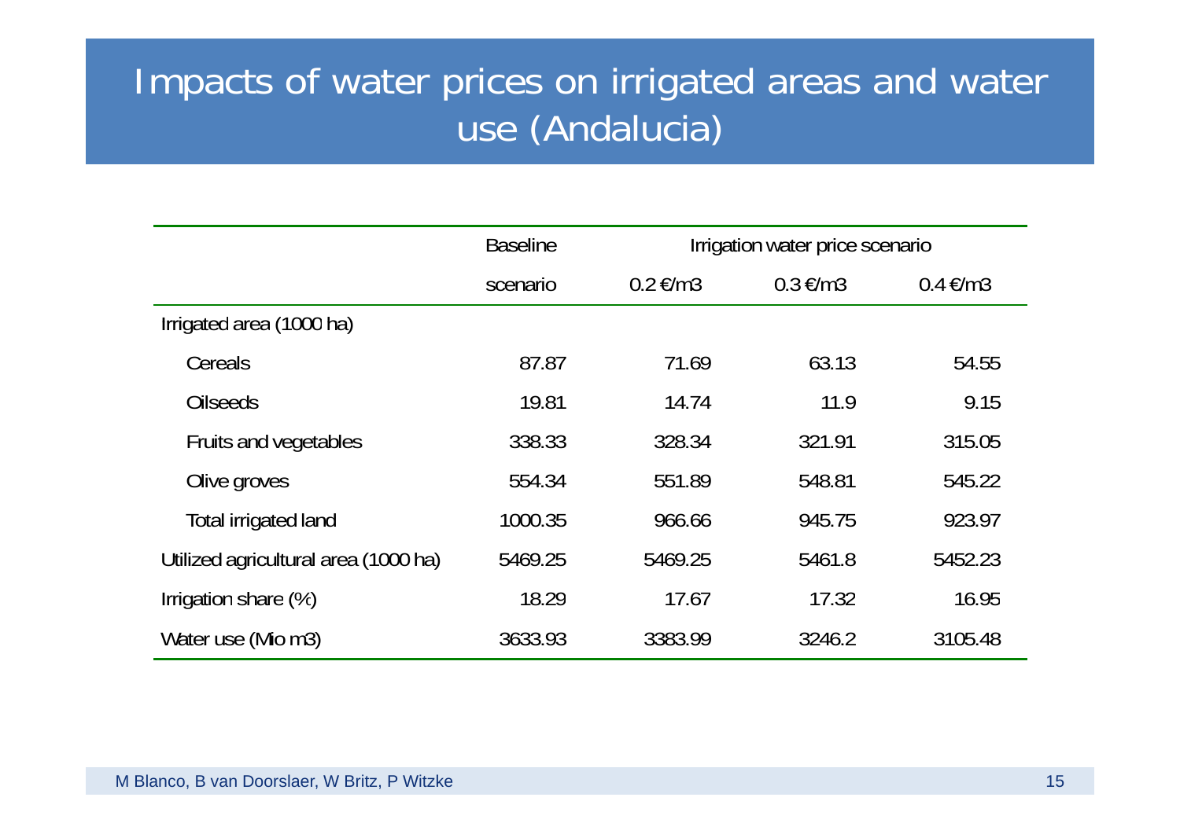# Impacts of water prices on irrigated areas and water use (Andalucia)

| | Baseline | Irrigation water price scenario | | |
|---|---|---|---|---|
| | scenario | 0.2 €/m3 | 0.3 €/m3 | 0.4 €/m3 |
| Irrigated area (1000 ha) | | | | |
| Cereals | 87.87 | 71.69 | 63.13 | 54.55 |
| Oilseeds | 19.81 | 14.74 | 11.9 | 9.15 |
| Fruits and vegetables | 338.33 | 328.34 | 321.91 | 315.05 |
| Olive groves | 554.34 | 551.89 | 548.81 | 545.22 |
| Total irrigated land | 1000.35 | 966.66 | 945.75 | 923.97 |
| Utilized agricultural area (1000 ha) | 5469.25 | 5469.25 | 5461.8 | 5452.23 |
| Irrigation share (%) | 18.29 | 17.67 | 17.32 | 16.95 |
| Water use (Mio m3) | 3633.93 | 3383.99 | 3246.2 | 3105.48 |

M Blanco, B van Doorslaer, W Britz, P Witzke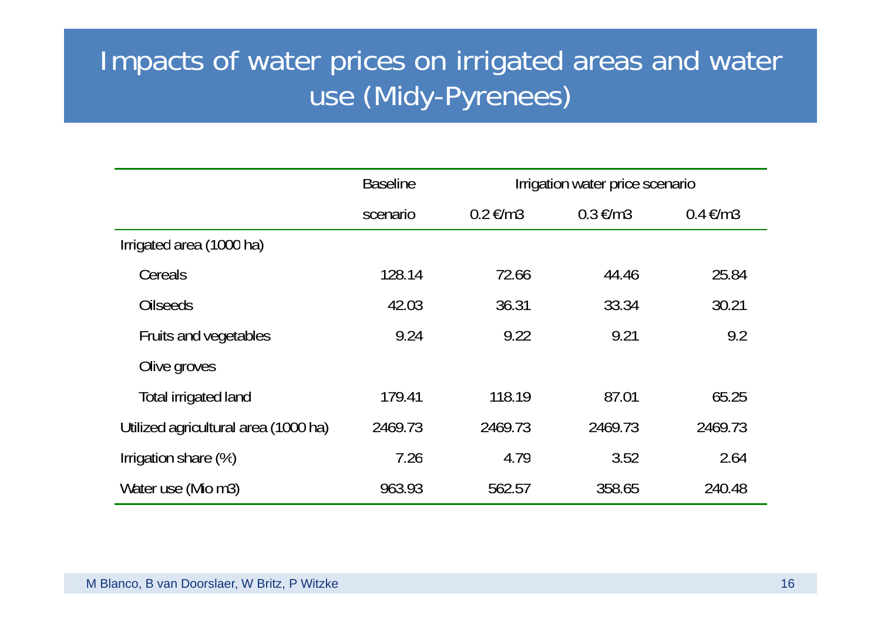# Impacts of water prices on irrigated areas and water use (Midy-Pyrenees)

| | Baseline | Irrigation water price scenario | | |
|---|---|---|---|---|
| | scenario | 0.2 €/m3 | 0.3 €/m3 | 0.4 €/m3 |
| Irrigated area (1000 ha) | | | | |
| Cereals | 128.14 | 72.66 | 44.46 | 25.84 |
| Oilseeds | 42.03 | 36.31 | 33.34 | 30.21 |
| Fruits and vegetables | 9.24 | 9.22 | 9.21 | 9.2 |
| Olive groves | | | | |
| Total irrigated land | 179.41 | 118.19 | 87.01 | 65.25 |
| Utilized agricultural area (1000 ha) | 2469.73 | 2469.73 | 2469.73 | 2469.73 |
| Irrigation share (%) | 7.26 | 4.79 | 3.52 | 2.64 |
| Water use (Mio m3) | 963.93 | 562.57 | 358.65 | 240.48 |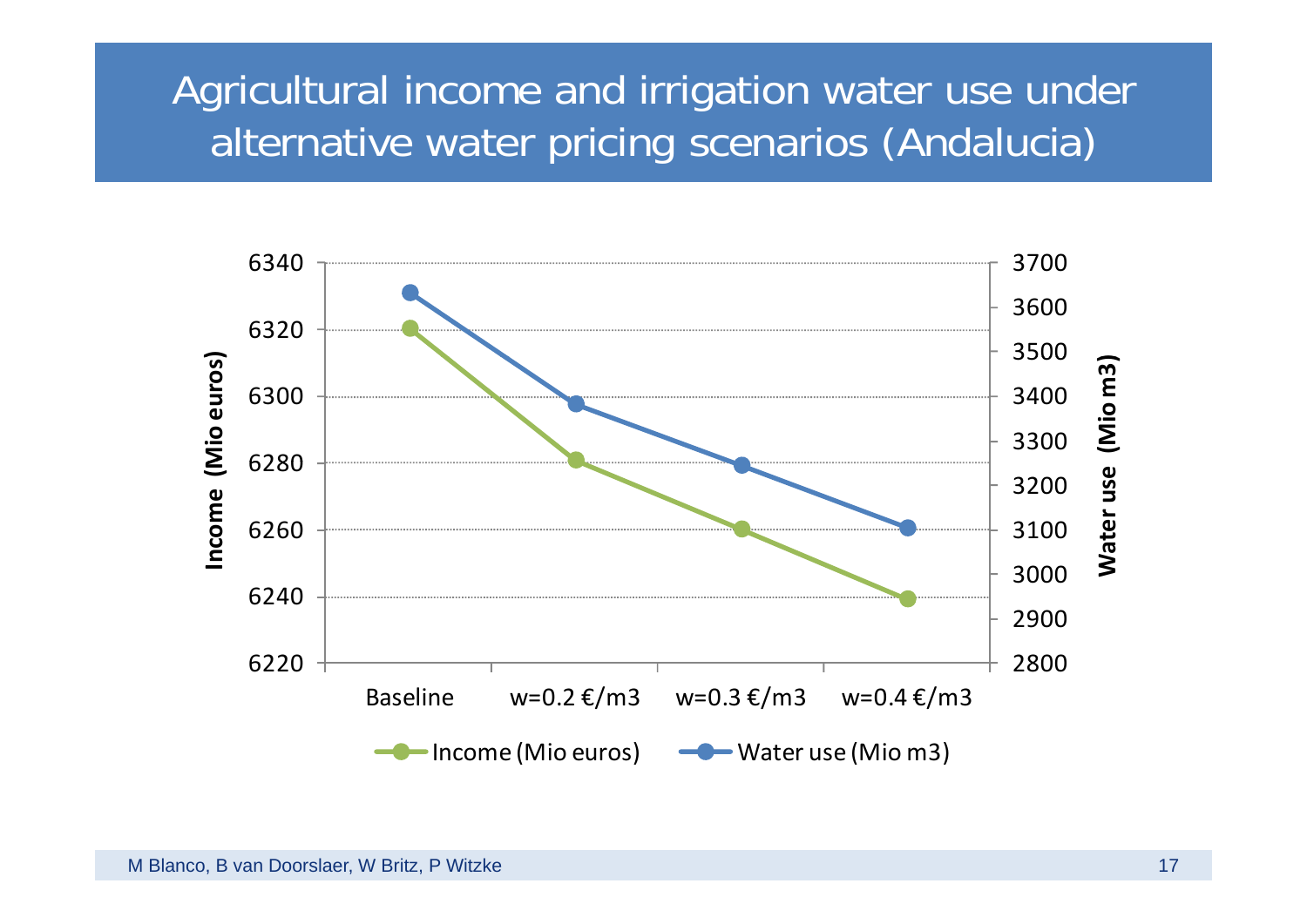# Agricultural income and irrigation water use under alternative water pricing scenarios (Andalucia)

Income (Mio euros)

Water use (Mio m3)

Baseline | w=0.2 €/m3 | w=0.3 €/m3 | w=0.4 €/m3

Income (Mio euros) | Water use (Mio m3)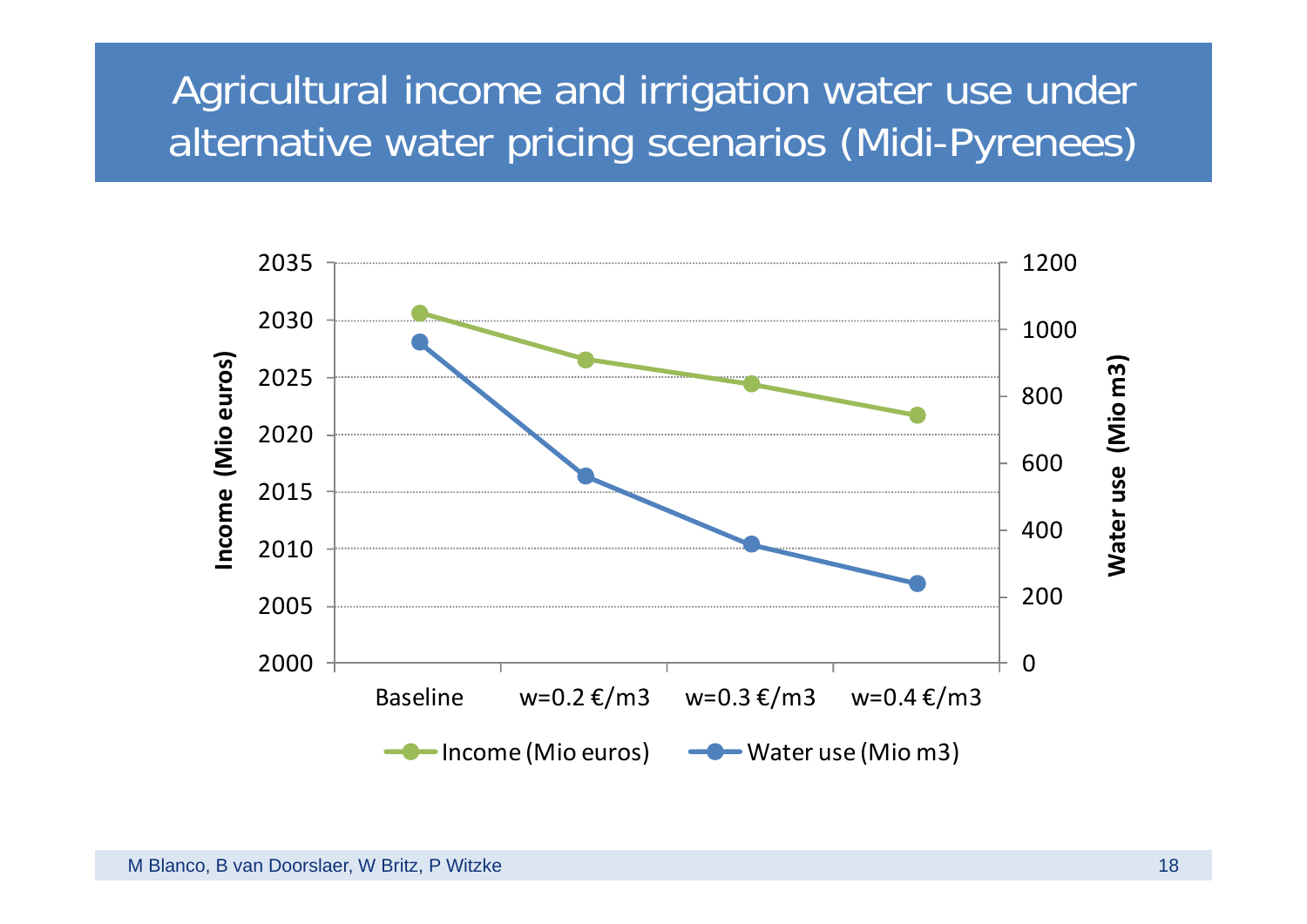# Agricultural income and irrigation water use under alternative water pricing scenarios (Midi-Pyrenees)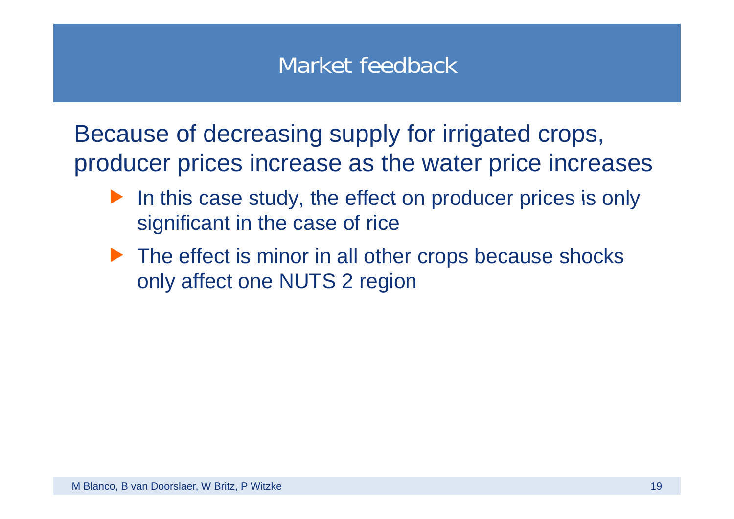# Market feedback

Because of decreasing supply for irrigated crops, producer prices increase as the water price increases

- In this case study, the effect on producer prices is only significant in the case of rice
- The effect is minor in all other crops because shocks only affect one NUTS 2 region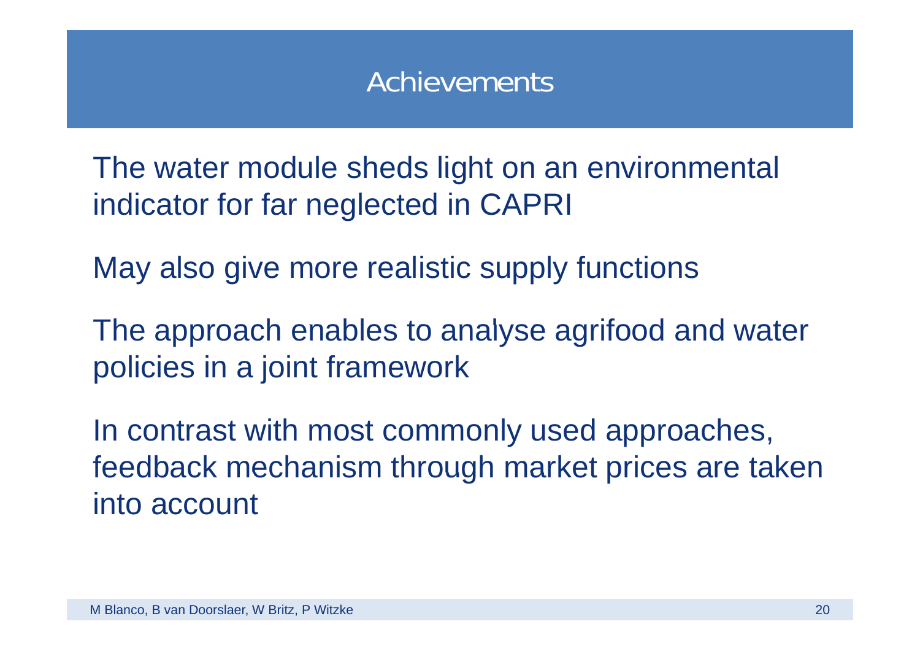# Achievements

The water module sheds light on an environmental indicator for far neglected in CAPRI

May also give more realistic supply functions

The approach enables to analyse agrifood and water policies in a joint framework

In contrast with most commonly used approaches, feedback mechanism through market prices are taken into account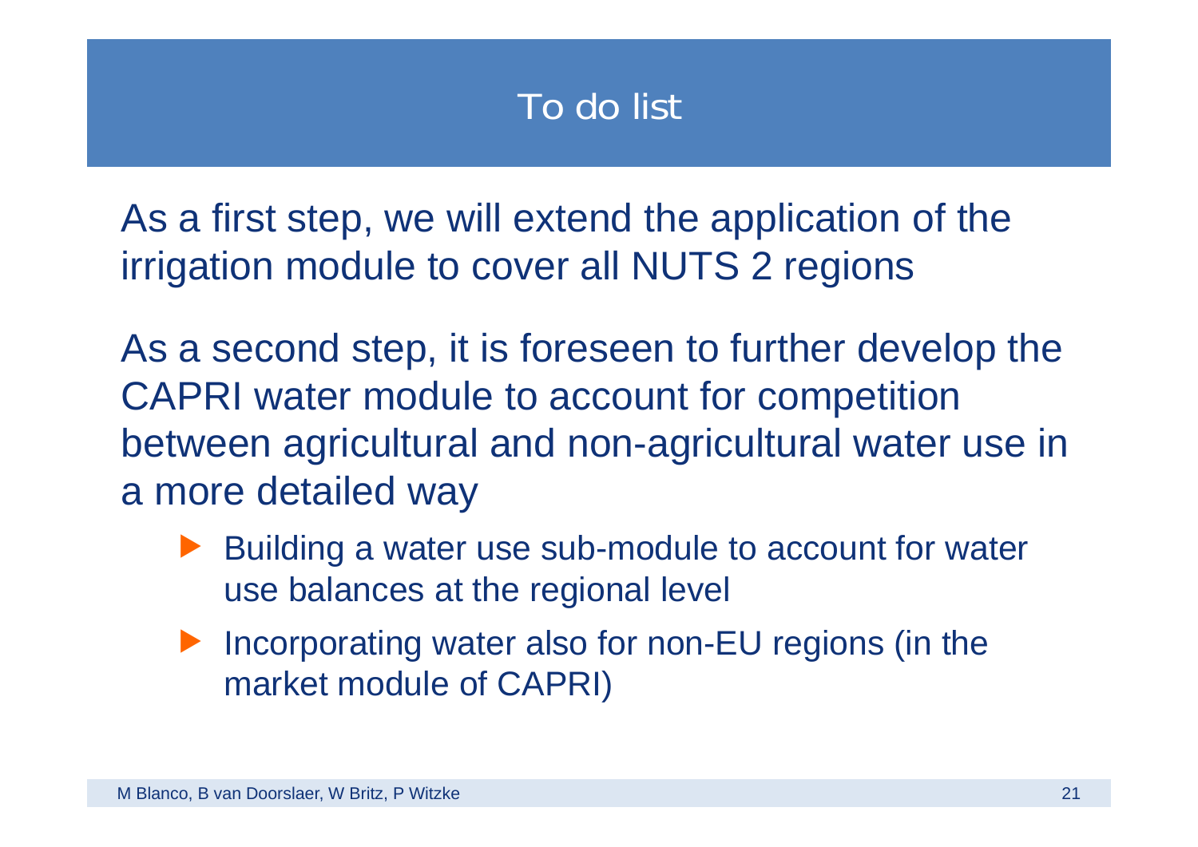# To do list

As a first step, we will extend the application of the irrigation module to cover all NUTS 2 regions

As a second step, it is foreseen to further develop the CAPRI water module to account for competition between agricultural and non-agricultural water use in a more detailed way

- Building a water use sub-module to account for water use balances at the regional level
- Incorporating water also for non-EU regions (in the market module of CAPRI)